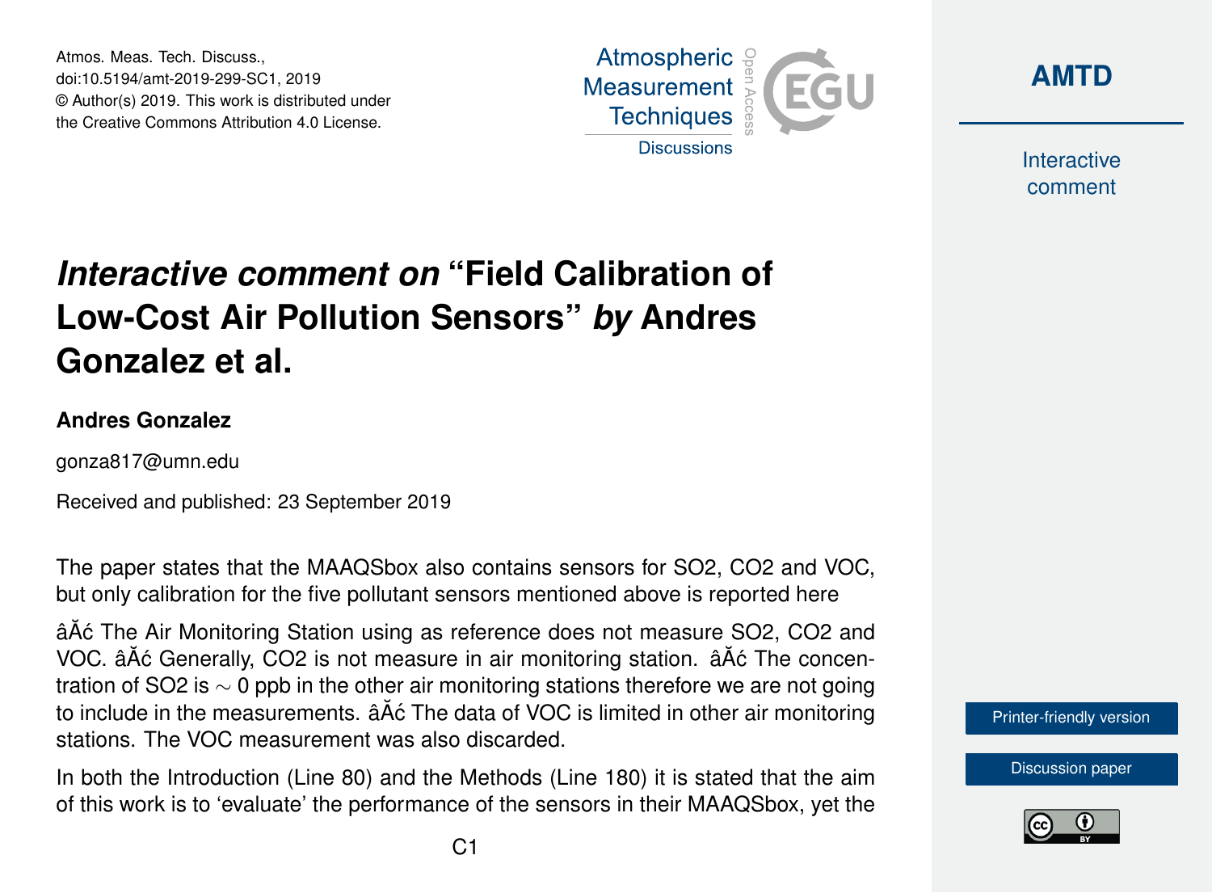Atmos. Meas. Tech. Discuss.,
doi:10.5194/amt-2019-299-SC1, 2019
© Author(s) 2019. This work is distributed under
the Creative Commons Attribution 4.0 License.

# *Interactive comment on* "Field Calibration of Low-Cost Air Pollution Sensors" *by* Andres Gonzalez et al.

**Andres Gonzalez**

gonza817@umn.edu

Received and published: 23 September 2019

The paper states that the MAAQSbox also contains sensors for $SO_2$, $CO_2$ and VOC, but only calibration for the five pollutant sensors mentioned above is reported here

âĂć The Air Monitoring Station using as reference does not measure $SO_2$, $CO_2$ and VOC. âĂć Generally, $CO_2$ is not measure in air monitoring station. âĂć The concentration of $SO_2$ is $\sim$ 0 ppb in the other air monitoring stations therefore we are not going to include in the measurements. âĂć The data of VOC is limited in other air monitoring stations. The VOC measurement was also discarded.

In both the Introduction (Line 80) and the Methods (Line 180) it is stated that the aim of this work is to 'evaluate' the performance of the sensors in their MAAQSbox, yet the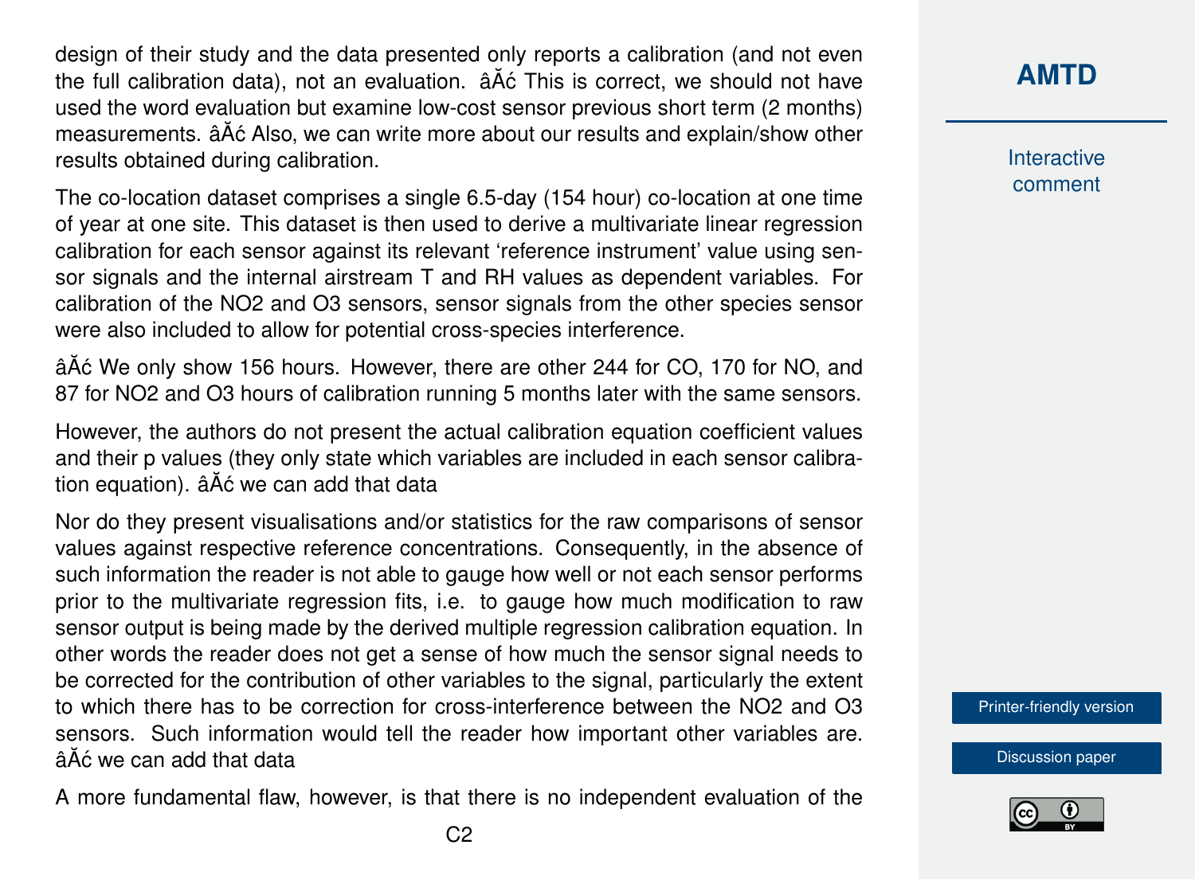design of their study and the data presented only reports a calibration (and not even the full calibration data), not an evaluation. âĂć This is correct, we should not have used the word evaluation but examine low-cost sensor previous short term (2 months) measurements. âĂć Also, we can write more about our results and explain/show other results obtained during calibration.

The co-location dataset comprises a single 6.5-day (154 hour) co-location at one time of year at one site. This dataset is then used to derive a multivariate linear regression calibration for each sensor against its relevant 'reference instrument' value using sensor signals and the internal airstream T and RH values as dependent variables. For calibration of the $NO_2$ and $O_3$ sensors, sensor signals from the other species sensor were also included to allow for potential cross-species interference.

âĂć We only show 156 hours. However, there are other 244 for CO, 170 for NO, and 87 for $NO_2$ and $O_3$ hours of calibration running 5 months later with the same sensors.

However, the authors do not present the actual calibration equation coefficient values and their p values (they only state which variables are included in each sensor calibration equation). âĂć we can add that data

Nor do they present visualisations and/or statistics for the raw comparisons of sensor values against respective reference concentrations. Consequently, in the absence of such information the reader is not able to gauge how well or not each sensor performs prior to the multivariate regression fits, i.e. to gauge how much modification to raw sensor output is being made by the derived multiple regression calibration equation. In other words the reader does not get a sense of how much the sensor signal needs to be corrected for the contribution of other variables to the signal, particularly the extent to which there has to be correction for cross-interference between the $NO_2$ and $O_3$ sensors. Such information would tell the reader how important other variables are. âĂć we can add that data

A more fundamental flaw, however, is that there is no independent evaluation of the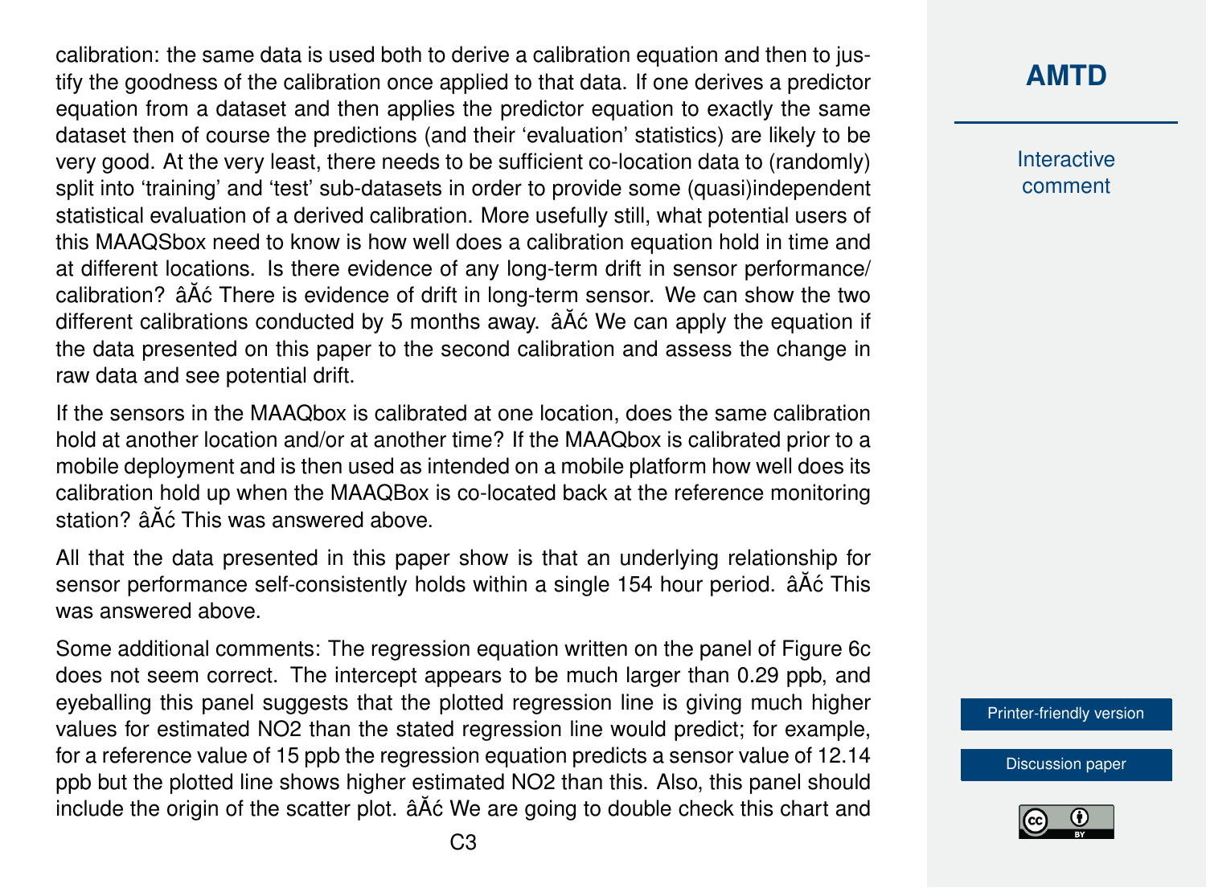calibration: the same data is used both to derive a calibration equation and then to justify the goodness of the calibration once applied to that data. If one derives a predictor equation from a dataset and then applies the predictor equation to exactly the same dataset then of course the predictions (and their 'evaluation' statistics) are likely to be very good. At the very least, there needs to be sufficient co-location data to (randomly) split into 'training' and 'test' sub-datasets in order to provide some (quasi)independent statistical evaluation of a derived calibration. More usefully still, what potential users of this MAAQSbox need to know is how well does a calibration equation hold in time and at different locations. Is there evidence of any long-term drift in sensor performance/ calibration? âĂć There is evidence of drift in long-term sensor. We can show the two different calibrations conducted by 5 months away. âĂć We can apply the equation if the data presented on this paper to the second calibration and assess the change in raw data and see potential drift.

If the sensors in the MAAQbox is calibrated at one location, does the same calibration hold at another location and/or at another time? If the MAAQbox is calibrated prior to a mobile deployment and is then used as intended on a mobile platform how well does its calibration hold up when the MAAQBox is co-located back at the reference monitoring station? âĂć This was answered above.

All that the data presented in this paper show is that an underlying relationship for sensor performance self-consistently holds within a single 154 hour period. âĂć This was answered above.

Some additional comments: The regression equation written on the panel of Figure 6c does not seem correct. The intercept appears to be much larger than 0.29 ppb, and eyeballing this panel suggests that the plotted regression line is giving much higher values for estimated $NO_2$ than the stated regression line would predict; for example, for a reference value of 15 ppb the regression equation predicts a sensor value of 12.14 ppb but the plotted line shows higher estimated $NO_2$ than this. Also, this panel should include the origin of the scatter plot. âĂć We are going to double check this chart and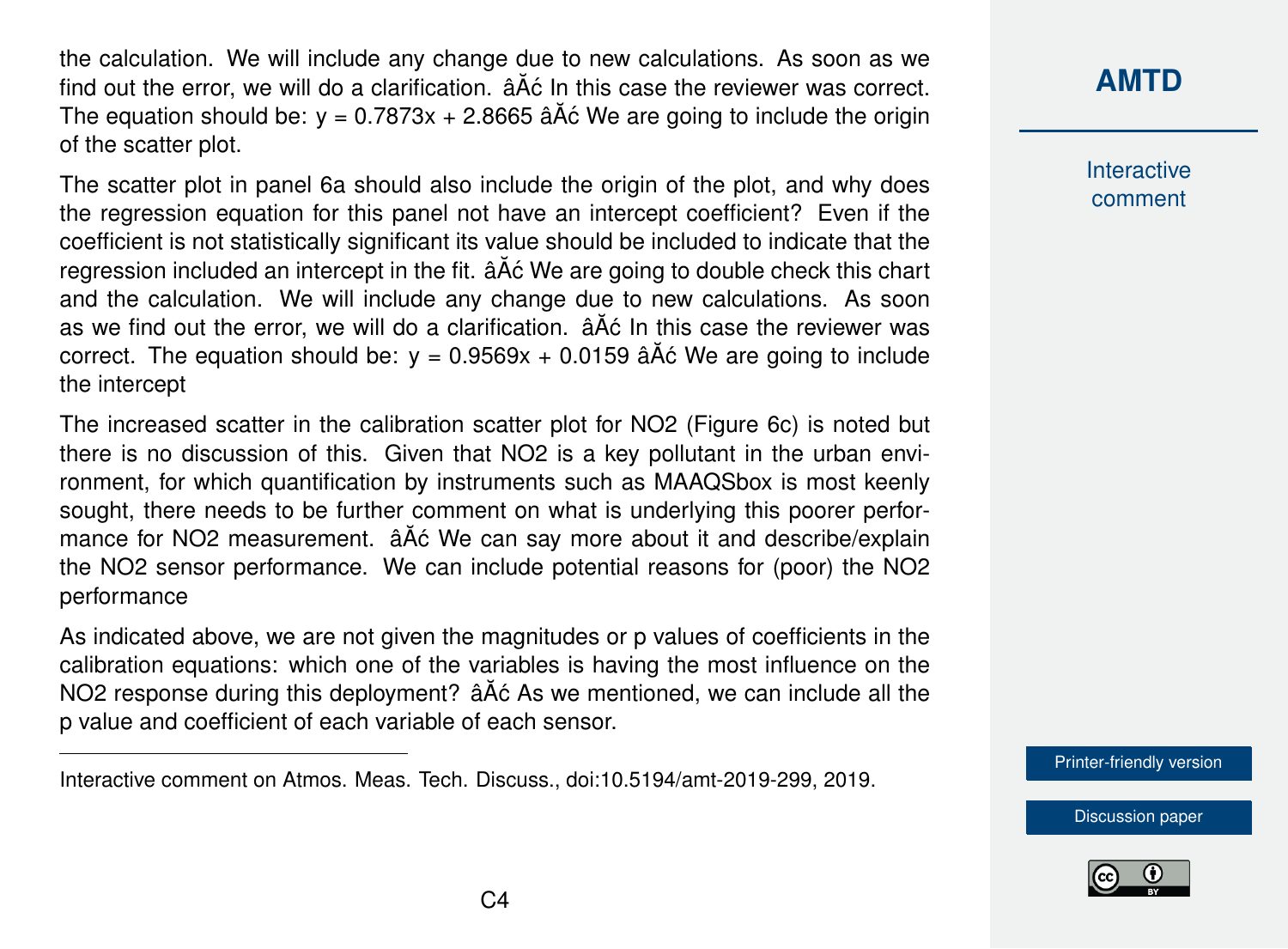the calculation. We will include any change due to new calculations. As soon as we find out the error, we will do a clarification. âĂć In this case the reviewer was correct. The equation should be: $y = 0.7873x + 2.8665$ âĂć We are going to include the origin of the scatter plot.

The scatter plot in panel 6a should also include the origin of the plot, and why does the regression equation for this panel not have an intercept coefficient? Even if the coefficient is not statistically significant its value should be included to indicate that the regression included an intercept in the fit. âĂć We are going to double check this chart and the calculation. We will include any change due to new calculations. As soon as we find out the error, we will do a clarification. âĂć In this case the reviewer was correct. The equation should be: $y = 0.9569x + 0.0159$ âĂć We are going to include the intercept

The increased scatter in the calibration scatter plot for $NO_2$ (Figure 6c) is noted but there is no discussion of this. Given that $NO_2$ is a key pollutant in the urban environment, for which quantification by instruments such as MAAQSbox is most keenly sought, there needs to be further comment on what is underlying this poorer performance for $NO_2$ measurement. âĂć We can say more about it and describe/explain the $NO_2$ sensor performance. We can include potential reasons for (poor) the $NO_2$ performance

As indicated above, we are not given the magnitudes or p values of coefficients in the calibration equations: which one of the variables is having the most influence on the $NO_2$ response during this deployment? âĂć As we mentioned, we can include all the p value and coefficient of each variable of each sensor.

---

Interactive comment on Atmos. Meas. Tech. Discuss., doi:10.5194/amt-2019-299, 2019.